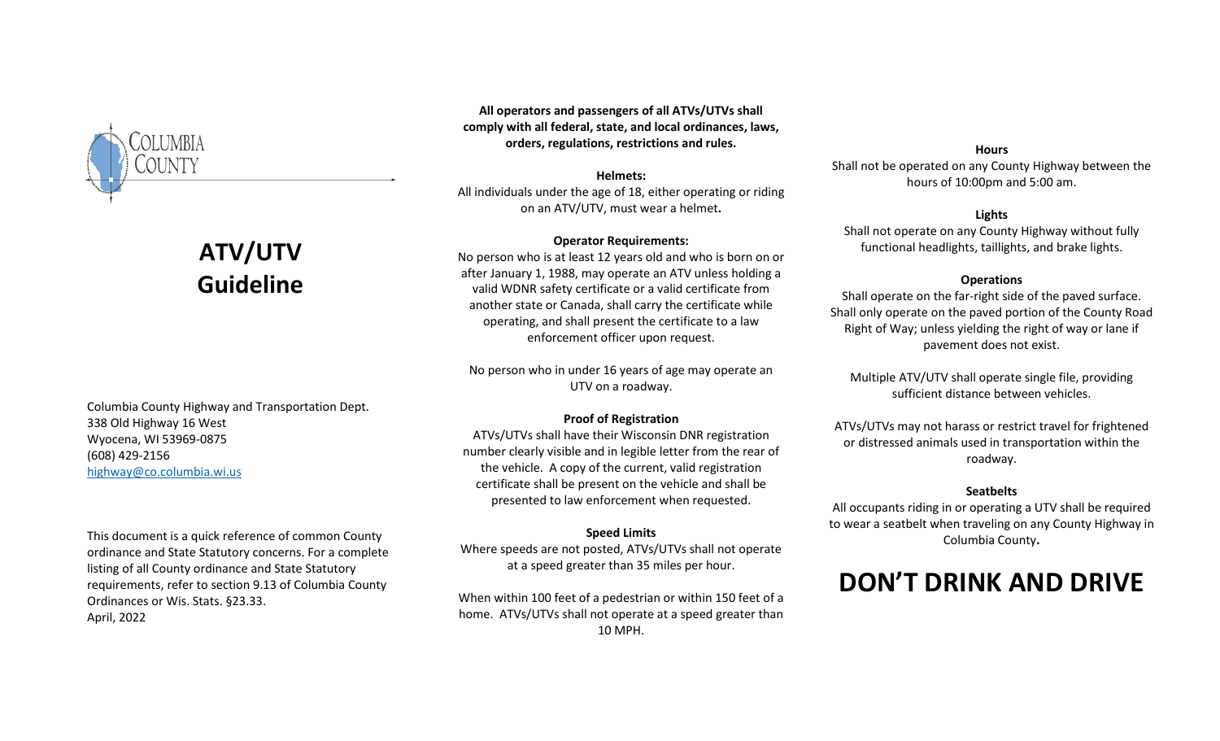COLUMBIA COUNTY

# ATV/UTV Guideline

Columbia County Highway and Transportation Dept.
338 Old Highway 16 West
Wyocena, WI 53969-0875
(608) 429-2156
highway@co.columbia.wi.us

This document is a quick reference of common County ordinance and State Statutory concerns. For a complete listing of all County ordinance and State Statutory requirements, refer to section 9.13 of Columbia County Ordinances or Wis. Stats. §23.33.
April, 2022

**All operators and passengers of all ATVs/UTVs shall comply with all federal, state, and local ordinances, laws, orders, regulations, restrictions and rules.**

**Helmets:**

All individuals under the age of 18, either operating or riding on an ATV/UTV, must wear a helmet**.**

**Operator Requirements:**

No person who is at least 12 years old and who is born on or after January 1, 1988, may operate an ATV unless holding a valid WDNR safety certificate or a valid certificate from another state or Canada, shall carry the certificate while operating, and shall present the certificate to a law enforcement officer upon request.

No person who in under 16 years of age may operate an UTV on a roadway.

**Proof of Registration**

ATVs/UTVs shall have their Wisconsin DNR registration number clearly visible and in legible letter from the rear of the vehicle. A copy of the current, valid registration certificate shall be present on the vehicle and shall be presented to law enforcement when requested.

**Speed Limits**

Where speeds are not posted, ATVs/UTVs shall not operate at a speed greater than 35 miles per hour.

When within 100 feet of a pedestrian or within 150 feet of a home. ATVs/UTVs shall not operate at a speed greater than 10 MPH.

**Hours**

Shall not be operated on any County Highway between the hours of 10:00pm and 5:00 am.

**Lights**

Shall not operate on any County Highway without fully functional headlights, taillights, and brake lights.

**Operations**

Shall operate on the far-right side of the paved surface. Shall only operate on the paved portion of the County Road Right of Way; unless yielding the right of way or lane if pavement does not exist.

Multiple ATV/UTV shall operate single file, providing sufficient distance between vehicles.

ATVs/UTVs may not harass or restrict travel for frightened or distressed animals used in transportation within the roadway.

**Seatbelts**

All occupants riding in or operating a UTV shall be required to wear a seatbelt when traveling on any County Highway in Columbia County**.**

# DON'T DRINK AND DRIVE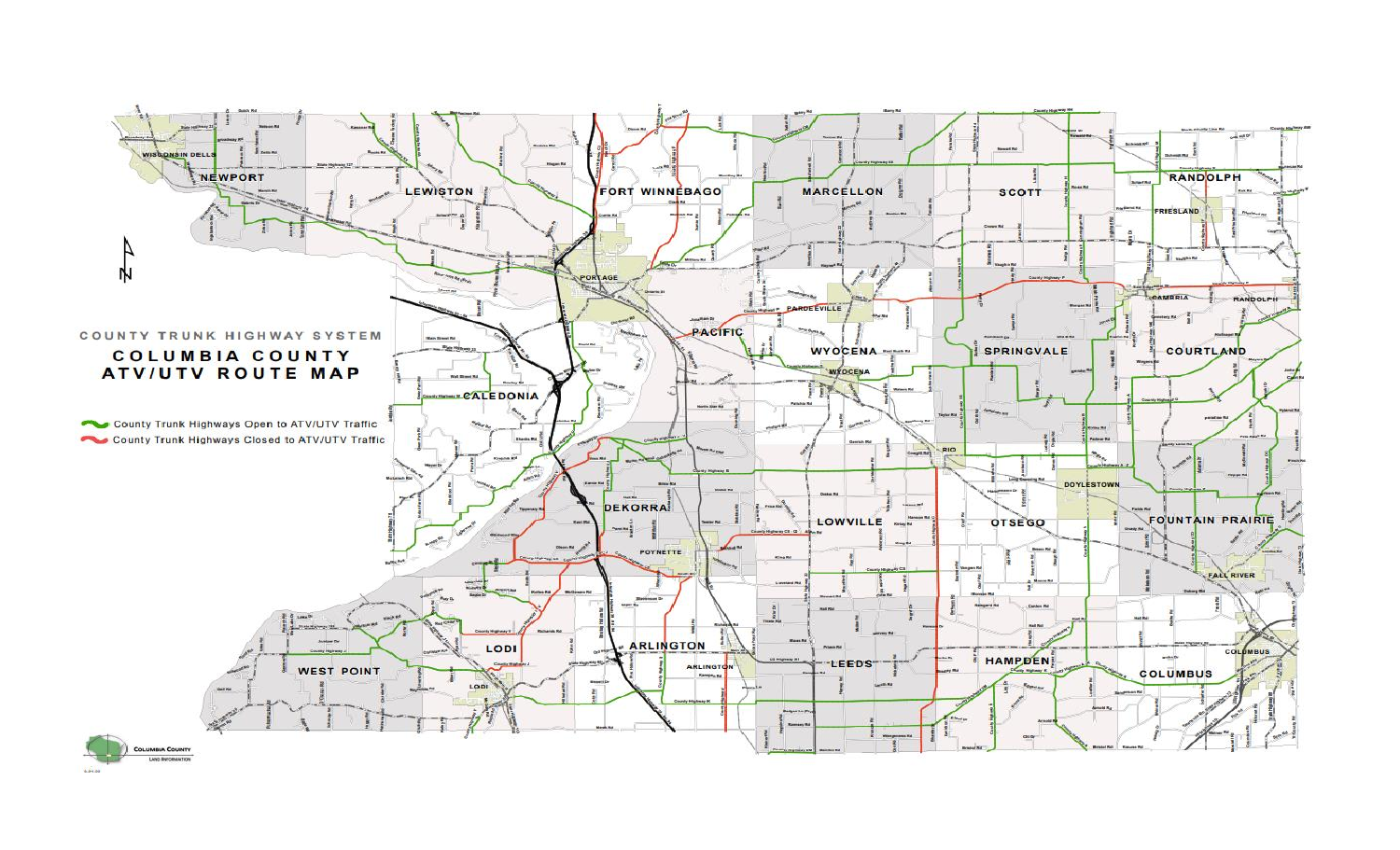# COUNTY TRUNK HIGHWAY SYSTEM

## COLUMBIA COUNTY ATV/UTV ROUTE MAP

County Trunk Highways Open to ATV/UTV Traffic

County Trunk Highways Closed to ATV/UTV Traffic

WISCONSIN DELLS

NEWPORT

LEWISTON

FORT WINNEBAGO

MARCELLON

SCOTT

RANDOLPH

FRIESLAND

PORTAGE

PARDEEVILLE

CAMBRIA

RANDOLPH

PACIFIC

WYOCENA

WYOCENA

SPRINGVALE

COURTLAND

CALEDONIA

RIO

DOYLESTOWN

DEKORRA

LOWVILLE

OTSEGO

FOUNTAIN PRAIRIE

POYNETTE

FALL RIVER

LODI

ARLINGTON

ARLINGTON

LEEDS

HAMPDEN

COLUMBUS

COLUMBUS

WEST POINT

LODI

COLUMBIA COUNTY LAND INFORMATION